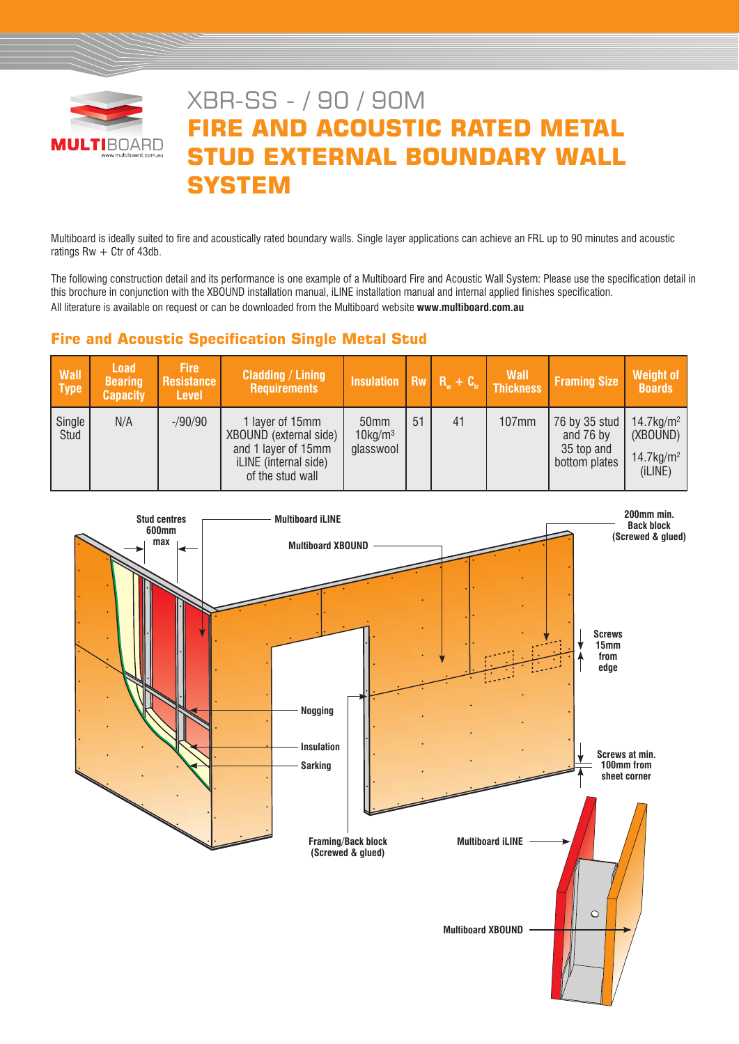# XBR-SS - / 90 / 90M

# FIRE AND ACOUSTIC RATED METAL STUD EXTERNAL BOUNDARY WALL SYSTEM

Multiboard is ideally suited to fire and acoustically rated boundary walls. Single layer applications can achieve an FRL up to 90 minutes and acoustic ratings Rw + Ctr of 43db.

The following construction detail and its performance is one example of a Multiboard Fire and Acoustic Wall System: Please use the specification detail in this brochure in conjunction with the XBOUND installation manual, iLINE installation manual and internal applied finishes specification.
All literature is available on request or can be downloaded from the Multiboard website **www.multiboard.com.au**

## Fire and Acoustic Specification Single Metal Stud

| Wall Type | Load Bearing Capacity | Fire Resistance Level | Cladding / Lining Requirements | Insulation | Rw | $R_w + C_{tr}$ | Wall Thickness | Framing Size | Weight of Boards |
|---|---|---|---|---|---|---|---|---|---|
| Single Stud | N/A | -/90/90 | 1 layer of 15mm XBOUND (external side) and 1 layer of 15mm iLINE (internal side) of the stud wall | 50mm 10kg/m$^3$ glasswool | 51 | 41 | 107mm | 76 by 35 stud and 76 by 35 top and bottom plates | 14.7kg/m$^2$ (XBOUND) 14.7kg/m$^2$ (iLINE) |

Stud centres 600mm max

Multiboard iLINE

Multiboard XBOUND

200mm min. Back block (Screwed & glued)

Screws 15mm from edge

Nogging

Insulation

Sarking

Screws at min. 100mm from sheet corner

Framing/Back block (Screwed & glued)

Multiboard iLINE

Multiboard XBOUND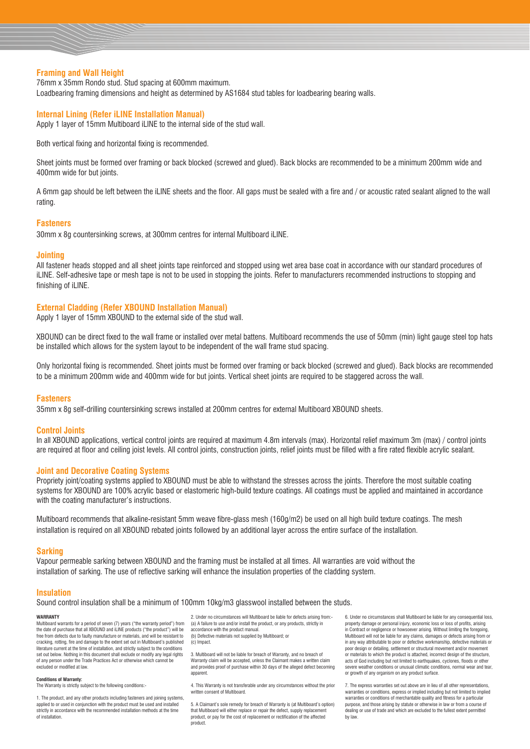## Framing and Wall Height

76mm x 35mm Rondo stud. Stud spacing at 600mm maximum.
Loadbearing framing dimensions and height as determined by AS1684 stud tables for loadbearing bearing walls.

## Internal Lining (Refer iLINE Installation Manual)

Apply 1 layer of 15mm Multiboard iLINE to the internal side of the stud wall.

Both vertical fixing and horizontal fixing is recommended.

Sheet joints must be formed over framing or back blocked (screwed and glued). Back blocks are recommended to be a minimum 200mm wide and 400mm wide for but joints.

A 6mm gap should be left between the iLINE sheets and the floor. All gaps must be sealed with a fire and / or acoustic rated sealant aligned to the wall rating.

## Fasteners

30mm x 8g countersinking screws, at 300mm centres for internal Multiboard iLINE.

## Jointing

All fastener heads stopped and all sheet joints tape reinforced and stopped using wet area base coat in accordance with our standard procedures of iLINE. Self-adhesive tape or mesh tape is not to be used in stopping the joints. Refer to manufacturers recommended instructions to stopping and finishing of iLINE.

## External Cladding (Refer XBOUND Installation Manual)

Apply 1 layer of 15mm XBOUND to the external side of the stud wall.

XBOUND can be direct fixed to the wall frame or installed over metal battens. Multiboard recommends the use of 50mm (min) light gauge steel top hats be installed which allows for the system layout to be independent of the wall frame stud spacing.

Only horizontal fixing is recommended. Sheet joints must be formed over framing or back blocked (screwed and glued). Back blocks are recommended to be a minimum 200mm wide and 400mm wide for but joints. Vertical sheet joints are required to be staggered across the wall.

## Fasteners

35mm x 8g self-drilling countersinking screws installed at 200mm centres for external Multiboard XBOUND sheets.

## Control Joints

In all XBOUND applications, vertical control joints are required at maximum 4.8m intervals (max). Horizontal relief maximum 3m (max) / control joints are required at floor and ceiling joist levels. All control joints, construction joints, relief joints must be filled with a fire rated flexible acrylic sealant.

## Joint and Decorative Coating Systems

Propriety joint/coating systems applied to XBOUND must be able to withstand the stresses across the joints. Therefore the most suitable coating systems for XBOUND are 100% acrylic based or elastomeric high-build texture coatings. All coatings must be applied and maintained in accordance with the coating manufacturer's instructions.

Multiboard recommends that alkaline-resistant 5mm weave fibre-glass mesh (160g/m2) be used on all high build texture coatings. The mesh installation is required on all XBOUND rebated joints followed by an additional layer across the entire surface of the installation.

## Sarking

Vapour permeable sarking between XBOUND and the framing must be installed at all times. All warranties are void without the installation of sarking. The use of reflective sarking will enhance the insulation properties of the cladding system.

## Insulation

Sound control insulation shall be a minimum of 100mm 10kg/m3 glasswool installed between the studs.

**WARRANTY**

Multiboard warrants for a period of seven (7) years ("the warranty period") from the date of purchase that all XBOUND and iLINE products ("the product") will be free from defects due to faulty manufacture or materials, and will be resistant to cracking, rotting, fire and damage to the extent set out in Multiboard's published literature current at the time of installation, and strictly subject to the conditions set out below. Nothing in this document shall exclude or modify any legal rights of any person under the Trade Practices Act or otherwise which cannot be excluded or modified at law.

**Conditions of Warranty:**

The Warranty is strictly subject to the following conditions:-

1. The product, and any other products including fasteners and joining systems, applied to or used in conjunction with the product must be used and installed strictly in accordance with the recommended installation methods at the time of installation.

2. Under no circumstances will Multiboard be liable for defects arising from:-
(a) A failure to use and/or install the product, or any products, strictly in accordance with the product manual.
(b) Defective materials not supplied by Multiboard; or
(c) Impact.

3. Multiboard will not be liable for breach of Warranty, and no breach of Warranty claim will be accepted, unless the Claimant makes a written claim and provides proof of purchase within 30 days of the alleged defect becoming apparent.

4. This Warranty is not transferable under any circumstances without the prior written consent of Multiboard.

5. A Claimant's sole remedy for breach of Warranty is (at Multiboard's option) that Multiboard will either replace or repair the defect, supply replacement product, or pay for the cost of replacement or rectification of the affected product.

6. Under no circumstances shall Multiboard be liable for any consequential loss, property damage or personal injury, economic loss or loss of profits, arising in Contract or negligence or howsoever arising. Without limiting the foregoing, Multiboard will not be liable for any claims, damages or defects arising from or in any way attributable to poor or defective workmanship, defective materials or poor design or detailing, settlement or structural movement and/or movement or materials to which the product is attached, incorrect design of the structure, acts of God including but not limited to earthquakes, cyclones, floods or other severe weather conditions or unusual climatic conditions, normal wear and tear, or growth of any organism on any product surface.

7. The express warranties set out above are in lieu of all other representations, warranties or conditions, express or implied including but not limited to implied warranties or conditions of merchantable quality and fitness for a particular purpose, and those arising by statute or otherwise in law or from a course of dealing or use of trade and which are excluded to the fullest extent permitted by law.